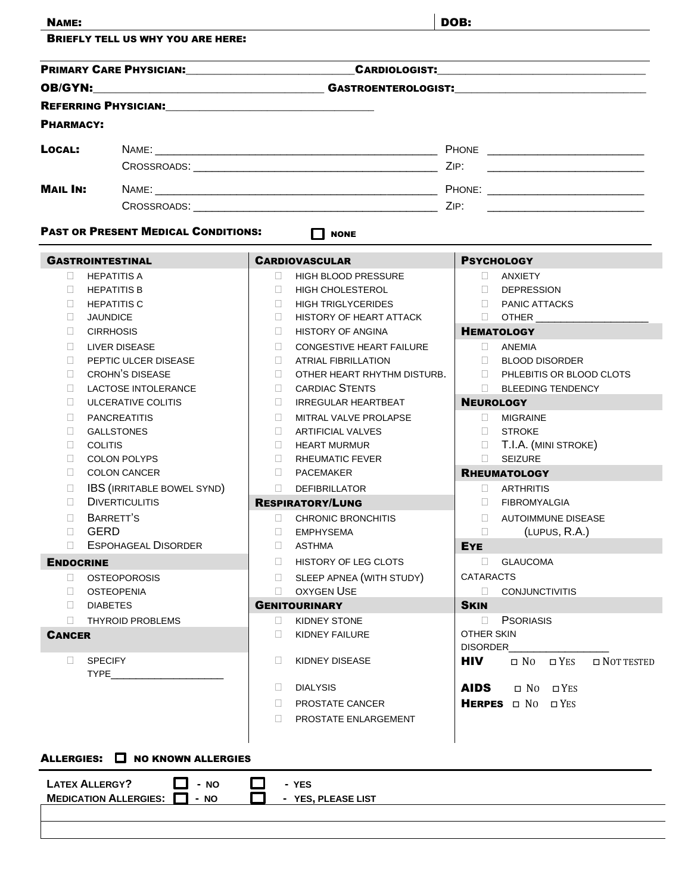**NAME:** **DOB:**

**BRIEFLY TELL US WHY YOU ARE HERE:**

**PRIMARY CARE PHYSICIAN:**________________________ **CARDIOLOGIST:**________________________

**OB/GYN:**________________________ **GASTROENTEROLOGIST:**________________________

**REFERRING PHYSICIAN:**________________________

**PHARMACY:**

**LOCAL:** NAME: ________________________ PHONE ________________________
CROSSROADS: ________________________ ZIP: ________________________

**MAIL IN:** NAME: ________________________ PHONE: ________________________
CROSSROADS: ________________________ ZIP: ________________________

## PAST OR PRESENT MEDICAL CONDITIONS: ☐ NONE

### GASTROINTESTINAL

- ☐ HEPATITIS A
- ☐ HEPATITIS B
- ☐ HEPATITIS C
- ☐ JAUNDICE
- ☐ CIRRHOSIS
- ☐ LIVER DISEASE
- ☐ PEPTIC ULCER DISEASE
- ☐ CROHN'S DISEASE
- ☐ LACTOSE INTOLERANCE
- ☐ ULCERATIVE COLITIS
- ☐ PANCREATITIS
- ☐ GALLSTONES
- ☐ COLITIS
- ☐ COLON POLYPS
- ☐ COLON CANCER
- ☐ IBS (IRRITABLE BOWEL SYND)
- ☐ DIVERTICULITIS
- ☐ BARRETT'S
- ☐ GERD
- ☐ ESPOHAGEAL DISORDER

### ENDOCRINE

- ☐ OSTEOPOROSIS
- ☐ OSTEOPENIA
- ☐ DIABETES
- ☐ THYROID PROBLEMS

### CANCER

- ☐ SPECIFY TYPE________________

### CARDIOVASCULAR

- ☐ HIGH BLOOD PRESSURE
- ☐ HIGH CHOLESTEROL
- ☐ HIGH TRIGLYCERIDES
- ☐ HISTORY OF HEART ATTACK
- ☐ HISTORY OF ANGINA
- ☐ CONGESTIVE HEART FAILURE
- ☐ ATRIAL FIBRILLATION
- ☐ OTHER HEART RHYTHM DISTURB.
- ☐ CARDIAC STENTS
- ☐ IRREGULAR HEARTBEAT
- ☐ MITRAL VALVE PROLAPSE
- ☐ ARTIFICIAL VALVES
- ☐ HEART MURMUR
- ☐ RHEUMATIC FEVER
- ☐ PACEMAKER
- ☐ DEFIBRILLATOR

### RESPIRATORY/LUNG

- ☐ CHRONIC BRONCHITIS
- ☐ EMPHYSEMA
- ☐ ASTHMA
- ☐ HISTORY OF LEG CLOTS
- ☐ SLEEP APNEA (WITH STUDY)
- ☐ OXYGEN USE

### GENITOURINARY

- ☐ KIDNEY STONE
- ☐ KIDNEY FAILURE
- ☐ KIDNEY DISEASE
- ☐ DIALYSIS
- ☐ PROSTATE CANCER
- ☐ PROSTATE ENLARGEMENT

### PSYCHOLOGY

- ☐ ANXIETY
- ☐ DEPRESSION
- ☐ PANIC ATTACKS
- ☐ OTHER ________________

### HEMATOLOGY

- ☐ ANEMIA
- ☐ BLOOD DISORDER
- ☐ PHLEBITIS OR BLOOD CLOTS
- ☐ BLEEDING TENDENCY

### NEUROLOGY

- ☐ MIGRAINE
- ☐ STROKE
- ☐ T.I.A. (MINI STROKE)
- ☐ SEIZURE

### RHEUMATOLOGY

- ☐ ARTHRITIS
- ☐ FIBROMYALGIA
- ☐ AUTOIMMUNE DISEASE (LUPUS, R.A.)

### EYE

- ☐ GLAUCOMA
- CATARACTS
- ☐ CONJUNCTIVITIS

### SKIN

- ☐ PSORIASIS
- OTHER SKIN DISORDER________________

**HIV** ☐ NO ☐ YES ☐ NOT TESTED

**AIDS** ☐ NO ☐ YES

**HERPES** ☐ NO ☐ YES

## ALLERGIES: ☐ NO KNOWN ALLERGIES

**LATEX ALLERGY?** ☐ - NO ☐ - YES

**MEDICATION ALLERGIES:** ☐ - NO ☐ - YES, PLEASE LIST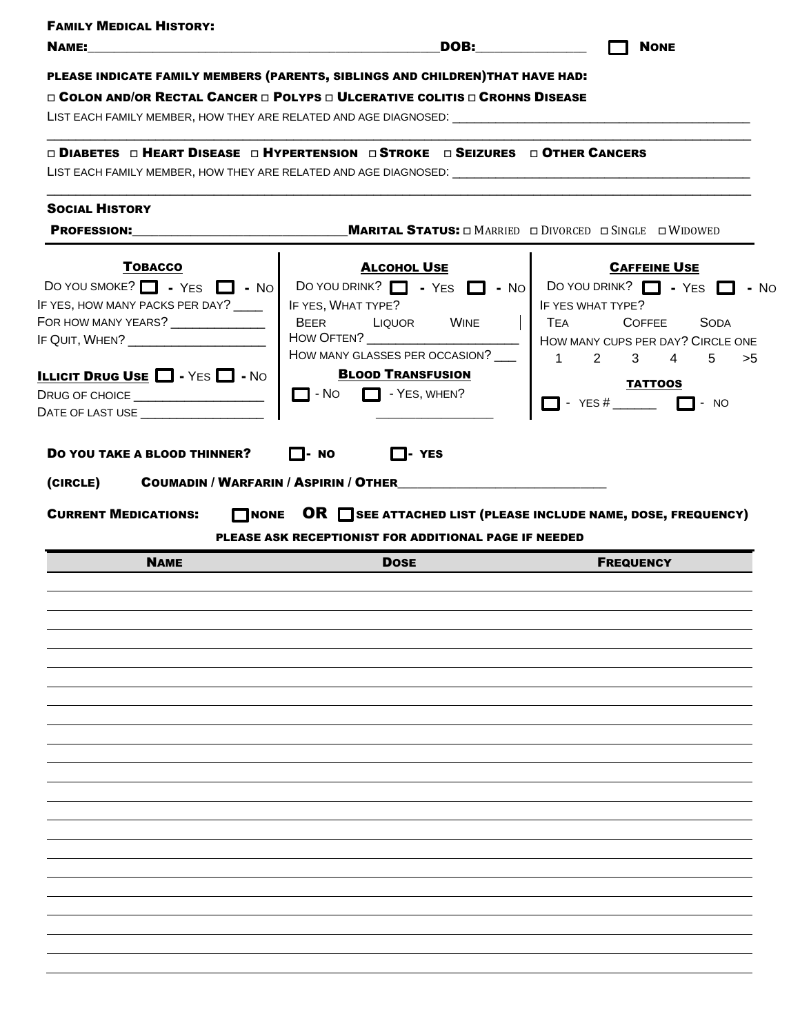**FAMILY MEDICAL HISTORY:**

**NAME:**\_\_\_\_\_\_\_\_\_\_\_\_\_\_\_\_\_\_\_\_\_\_\_\_\_\_\_\_\_\_\_\_\_\_\_\_\_\_\_\_\_\_\_\_\_\_\_\_\_\_\_\_ **DOB:**\_\_\_\_\_\_\_\_\_\_\_\_\_\_\_\_ ☐ **NONE**

**PLEASE INDICATE FAMILY MEMBERS (PARENTS, SIBLINGS AND CHILDREN) THAT HAVE HAD:**

**□ COLON AND/OR RECTAL CANCER □ POLYPS □ ULCERATIVE COLITIS □ CROHNS DISEASE**

LIST EACH FAMILY MEMBER, HOW THEY ARE RELATED AND AGE DIAGNOSED: \_\_\_\_\_\_\_\_\_\_\_\_\_\_\_\_\_\_\_\_\_\_\_\_\_\_\_\_\_\_\_\_\_\_\_\_\_\_\_\_\_\_\_\_

\_\_\_\_\_\_\_\_\_\_\_\_\_\_\_\_\_\_\_\_\_\_\_\_\_\_\_\_\_\_\_\_\_\_\_\_\_\_\_\_\_\_\_\_\_\_\_\_\_\_\_\_\_\_\_\_\_\_\_\_\_\_\_\_\_\_\_\_\_\_\_\_\_\_\_\_\_\_\_\_\_\_\_\_\_\_\_\_\_\_\_\_\_\_

**□ DIABETES □ HEART DISEASE □ HYPERTENSION □ STROKE □ SEIZURES □ OTHER CANCERS**

LIST EACH FAMILY MEMBER, HOW THEY ARE RELATED AND AGE DIAGNOSED: \_\_\_\_\_\_\_\_\_\_\_\_\_\_\_\_\_\_\_\_\_\_\_\_\_\_\_\_\_\_\_\_\_\_\_\_\_\_\_\_\_\_\_\_

\_\_\_\_\_\_\_\_\_\_\_\_\_\_\_\_\_\_\_\_\_\_\_\_\_\_\_\_\_\_\_\_\_\_\_\_\_\_\_\_\_\_\_\_\_\_\_\_\_\_\_\_\_\_\_\_\_\_\_\_\_\_\_\_\_\_\_\_\_\_\_\_\_\_\_\_\_\_\_\_\_\_\_\_\_\_\_\_\_\_\_\_\_\_

**SOCIAL HISTORY**

**PROFESSION:**\_\_\_\_\_\_\_\_\_\_\_\_\_\_\_\_\_\_\_\_\_\_\_\_\_\_\_\_\_\_\_\_\_\_ **MARITAL STATUS:** □ MARRIED □ DIVORCED □ SINGLE □ WIDOWED

**TOBACCO**

DO YOU SMOKE? ☐ - YES ☐ - NO

IF YES, HOW MANY PACKS PER DAY? \_\_\_\_

FOR HOW MANY YEARS? \_\_\_\_\_\_\_\_\_\_\_\_\_\_

IF QUIT, WHEN? \_\_\_\_\_\_\_\_\_\_\_\_\_\_\_\_\_\_\_\_

**ILLICIT DRUG USE** ☐ - YES ☐ - NO

DRUG OF CHOICE \_\_\_\_\_\_\_\_\_\_\_\_\_\_\_\_\_\_\_

DATE OF LAST USE \_\_\_\_\_\_\_\_\_\_\_\_\_\_\_\_\_\_

**ALCOHOL USE**

DO YOU DRINK? ☐ - YES ☐ - NO

IF YES, WHAT TYPE?

BEER LIQUOR WINE

HOW OFTEN? \_\_\_\_\_\_\_\_\_\_\_\_\_\_\_\_\_\_\_\_\_\_

HOW MANY GLASSES PER OCCASION? \_\_\_

**BLOOD TRANSFUSION**

☐ - NO ☐ - YES, WHEN?

\_\_\_\_\_\_\_\_\_\_\_\_\_\_\_\_\_\_

**CAFFEINE USE**

DO YOU DRINK? ☐ - YES ☐ - NO

IF YES WHAT TYPE?

TEA COFFEE SODA

HOW MANY CUPS PER DAY? CIRCLE ONE

1 2 3 4 5 >5

**TATTOOS**

☐ - YES # \_\_\_\_\_\_ ☐ - NO

**DO YOU TAKE A BLOOD THINNER?** ☐ - **NO** ☐ - **YES**

**(CIRCLE) COUMADIN / WARFARIN / ASPIRIN / OTHER**\_\_\_\_\_\_\_\_\_\_\_\_\_\_\_\_\_\_\_\_\_\_\_\_\_\_\_\_\_\_

**CURRENT MEDICATIONS:** ☐ **NONE OR** ☐ **SEE ATTACHED LIST (PLEASE INCLUDE NAME, DOSE, FREQUENCY)**

**PLEASE ASK RECEPTIONIST FOR ADDITIONAL PAGE IF NEEDED**

| NAME | DOSE | FREQUENCY |
|---|---|---|
| | | |
| | | |
| | | |
| | | |
| | | |
| | | |
| | | |
| | | |
| | | |
| | | |
| | | |
| | | |
| | | |
| | | |
| | | |
| | | |
| | | |
| | | |
| | | |
| | | |
| | | |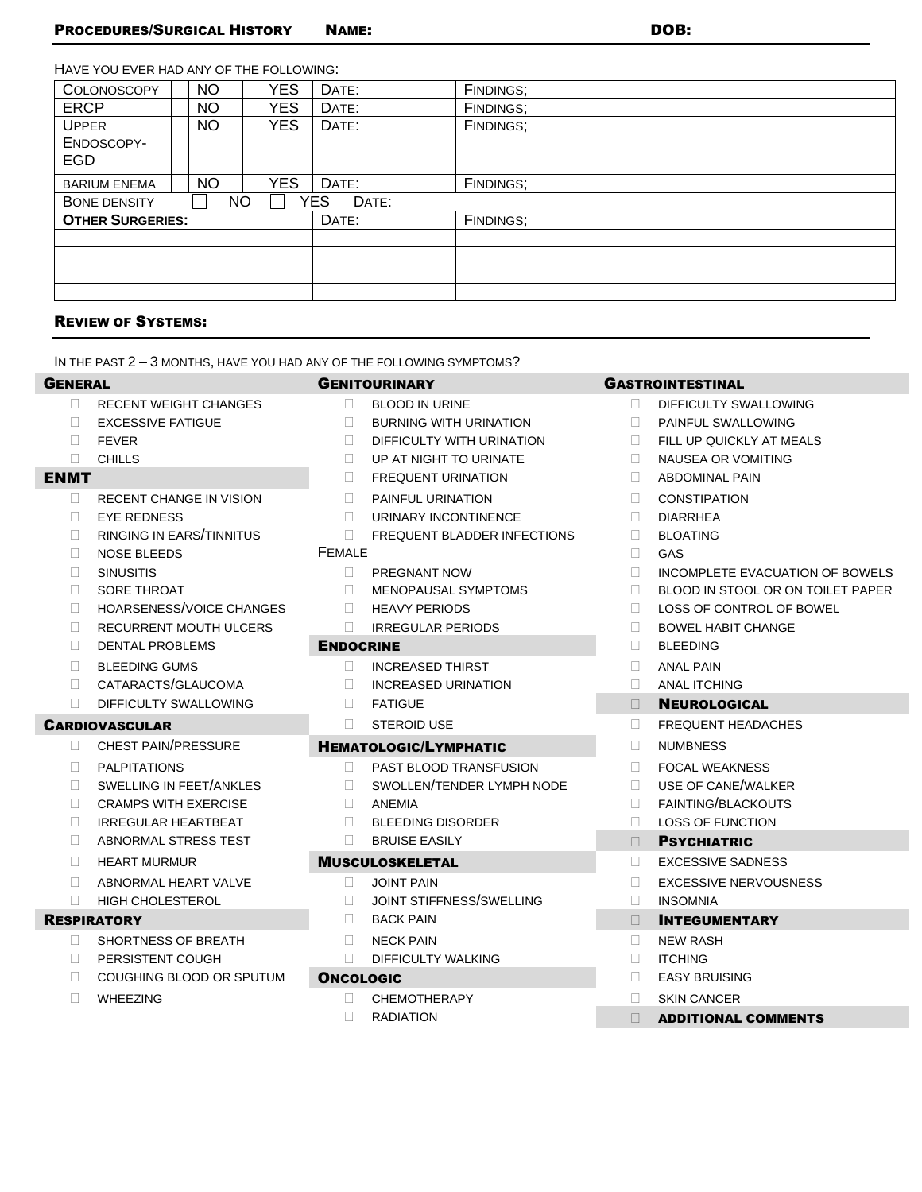**PROCEDURES/SURGICAL HISTORY** **NAME:** **DOB:**

HAVE YOU EVER HAD ANY OF THE FOLLOWING:

| | | | | | | |
|---|---|---|---|---|---|---|
| COLONOSCOPY | | NO | | YES | DATE: | FINDINGS; |
| ERCP | | NO | | YES | DATE: | FINDINGS; |
| UPPER ENDOSCOPY-EGD | | NO | | YES | DATE: | FINDINGS; |
| BARIUM ENEMA | | NO | | YES | DATE: | FINDINGS; |
| BONE DENSITY | ☐ | NO | ☐ | YES | DATE: | |
| **OTHER SURGERIES:** | | | | | DATE: | FINDINGS; |
| | | | | | | |
| | | | | | | |
| | | | | | | |
| | | | | | | |

## REVIEW OF SYSTEMS:

IN THE PAST 2 – 3 MONTHS, HAVE YOU HAD ANY OF THE FOLLOWING SYMPTOMS?

### GENERAL
- ☐ RECENT WEIGHT CHANGES
- ☐ EXCESSIVE FATIGUE
- ☐ FEVER
- ☐ CHILLS

### ENMT
- ☐ RECENT CHANGE IN VISION
- ☐ EYE REDNESS
- ☐ RINGING IN EARS/TINNITUS
- ☐ NOSE BLEEDS
- ☐ SINUSITIS
- ☐ SORE THROAT
- ☐ HOARSENESS/VOICE CHANGES
- ☐ RECURRENT MOUTH ULCERS
- ☐ DENTAL PROBLEMS
- ☐ BLEEDING GUMS
- ☐ CATARACTS/GLAUCOMA
- ☐ DIFFICULTY SWALLOWING

### CARDIOVASCULAR
- ☐ CHEST PAIN/PRESSURE
- ☐ PALPITATIONS
- ☐ SWELLING IN FEET/ANKLES
- ☐ CRAMPS WITH EXERCISE
- ☐ IRREGULAR HEARTBEAT
- ☐ ABNORMAL STRESS TEST
- ☐ HEART MURMUR
- ☐ ABNORMAL HEART VALVE
- ☐ HIGH CHOLESTEROL

### RESPIRATORY
- ☐ SHORTNESS OF BREATH
- ☐ PERSISTENT COUGH
- ☐ COUGHING BLOOD OR SPUTUM
- ☐ WHEEZING

### GENITOURINARY
- ☐ BLOOD IN URINE
- ☐ BURNING WITH URINATION
- ☐ DIFFICULTY WITH URINATION
- ☐ UP AT NIGHT TO URINATE
- ☐ FREQUENT URINATION
- ☐ PAINFUL URINATION
- ☐ URINARY INCONTINENCE
- ☐ FREQUENT BLADDER INFECTIONS

FEMALE
- ☐ PREGNANT NOW
- ☐ MENOPAUSAL SYMPTOMS
- ☐ HEAVY PERIODS
- ☐ IRREGULAR PERIODS

### ENDOCRINE
- ☐ INCREASED THIRST
- ☐ INCREASED URINATION
- ☐ FATIGUE
- ☐ STEROID USE

### HEMATOLOGIC/LYMPHATIC
- ☐ PAST BLOOD TRANSFUSION
- ☐ SWOLLEN/TENDER LYMPH NODE
- ☐ ANEMIA
- ☐ BLEEDING DISORDER
- ☐ BRUISE EASILY

### MUSCULOSKELETAL
- ☐ JOINT PAIN
- ☐ JOINT STIFFNESS/SWELLING
- ☐ BACK PAIN
- ☐ NECK PAIN
- ☐ DIFFICULTY WALKING

### ONCOLOGIC
- ☐ CHEMOTHERAPY
- ☐ RADIATION

### GASTROINTESTINAL
- ☐ DIFFICULTY SWALLOWING
- ☐ PAINFUL SWALLOWING
- ☐ FILL UP QUICKLY AT MEALS
- ☐ NAUSEA OR VOMITING
- ☐ ABDOMINAL PAIN
- ☐ CONSTIPATION
- ☐ DIARRHEA
- ☐ BLOATING
- ☐ GAS
- ☐ INCOMPLETE EVACUATION OF BOWELS
- ☐ BLOOD IN STOOL OR ON TOILET PAPER
- ☐ LOSS OF CONTROL OF BOWEL
- ☐ BOWEL HABIT CHANGE
- ☐ BLEEDING
- ☐ ANAL PAIN
- ☐ ANAL ITCHING

### ☐ NEUROLOGICAL
- ☐ FREQUENT HEADACHES
- ☐ NUMBNESS
- ☐ FOCAL WEAKNESS
- ☐ USE OF CANE/WALKER
- ☐ FAINTING/BLACKOUTS
- ☐ LOSS OF FUNCTION

### ☐ PSYCHIATRIC
- ☐ EXCESSIVE SADNESS
- ☐ EXCESSIVE NERVOUSNESS
- ☐ INSOMNIA

### ☐ INTEGUMENTARY
- ☐ NEW RASH
- ☐ ITCHING
- ☐ EASY BRUISING
- ☐ SKIN CANCER

### ☐ ADDITIONAL COMMENTS